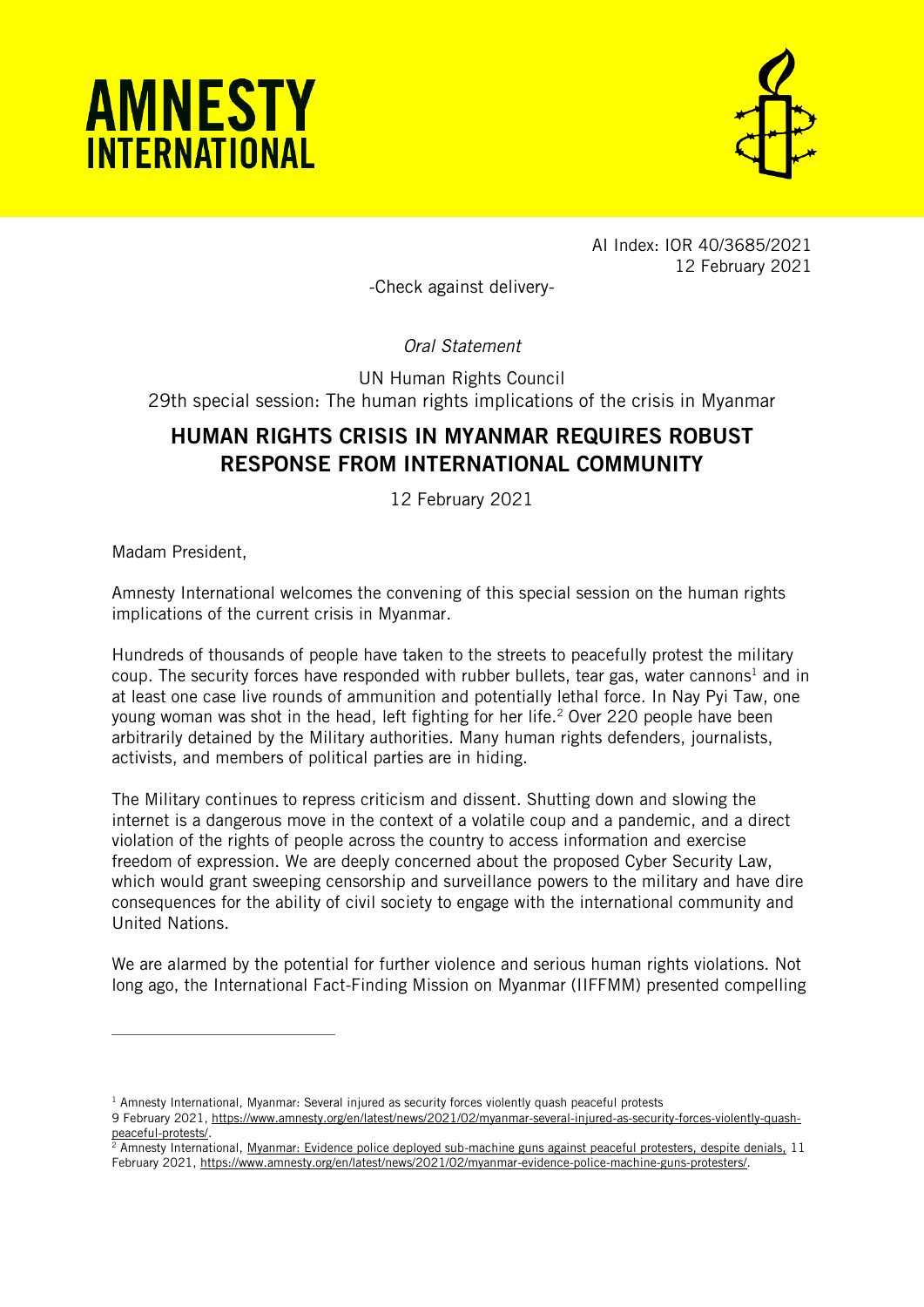# AMNESTY INTERNATIONAL

AI Index: IOR 40/3685/2021
12 February 2021

-Check against delivery-

*Oral Statement*

UN Human Rights Council
29th special session: The human rights implications of the crisis in Myanmar

## HUMAN RIGHTS CRISIS IN MYANMAR REQUIRES ROBUST RESPONSE FROM INTERNATIONAL COMMUNITY

12 February 2021

Madam President,

Amnesty International welcomes the convening of this special session on the human rights implications of the current crisis in Myanmar.

Hundreds of thousands of people have taken to the streets to peacefully protest the military coup. The security forces have responded with rubber bullets, tear gas, water cannons[1] and in at least one case live rounds of ammunition and potentially lethal force. In Nay Pyi Taw, one young woman was shot in the head, left fighting for her life.[2] Over 220 people have been arbitrarily detained by the Military authorities. Many human rights defenders, journalists, activists, and members of political parties are in hiding.

The Military continues to repress criticism and dissent. Shutting down and slowing the internet is a dangerous move in the context of a volatile coup and a pandemic, and a direct violation of the rights of people across the country to access information and exercise freedom of expression. We are deeply concerned about the proposed Cyber Security Law, which would grant sweeping censorship and surveillance powers to the military and have dire consequences for the ability of civil society to engage with the international community and United Nations.

We are alarmed by the potential for further violence and serious human rights violations. Not long ago, the International Fact-Finding Mission on Myanmar (IIFFMM) presented compelling

---

[1] Amnesty International, Myanmar: Several injured as security forces violently quash peaceful protests
9 February 2021, https://www.amnesty.org/en/latest/news/2021/02/myanmar-several-injured-as-security-forces-violently-quash-peaceful-protests/.

[2] Amnesty International, Myanmar: Evidence police deployed sub-machine guns against peaceful protesters, despite denials, 11 February 2021, https://www.amnesty.org/en/latest/news/2021/02/myanmar-evidence-police-machine-guns-protesters/.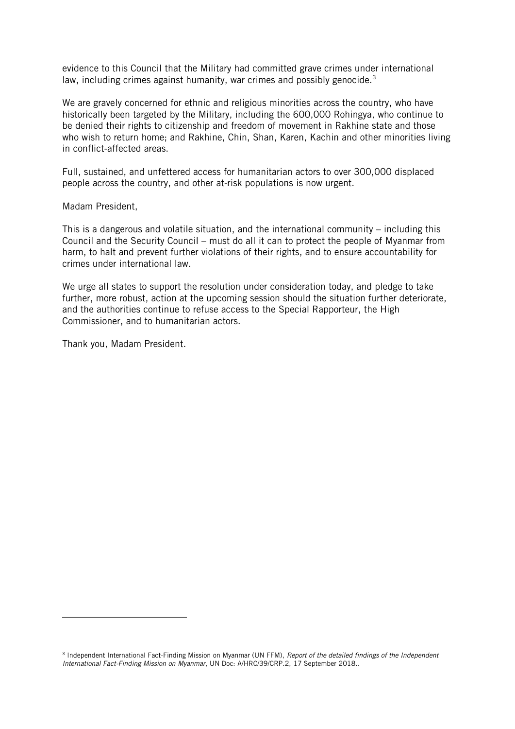evidence to this Council that the Military had committed grave crimes under international law, including crimes against humanity, war crimes and possibly genocide.[3]

We are gravely concerned for ethnic and religious minorities across the country, who have historically been targeted by the Military, including the 600,000 Rohingya, who continue to be denied their rights to citizenship and freedom of movement in Rakhine state and those who wish to return home; and Rakhine, Chin, Shan, Karen, Kachin and other minorities living in conflict-affected areas.

Full, sustained, and unfettered access for humanitarian actors to over 300,000 displaced people across the country, and other at-risk populations is now urgent.

Madam President,

This is a dangerous and volatile situation, and the international community – including this Council and the Security Council – must do all it can to protect the people of Myanmar from harm, to halt and prevent further violations of their rights, and to ensure accountability for crimes under international law.

We urge all states to support the resolution under consideration today, and pledge to take further, more robust, action at the upcoming session should the situation further deteriorate, and the authorities continue to refuse access to the Special Rapporteur, the High Commissioner, and to humanitarian actors.

Thank you, Madam President.

---

[3] Independent International Fact-Finding Mission on Myanmar (UN FFM), *Report of the detailed findings of the Independent International Fact-Finding Mission on Myanmar*, UN Doc: A/HRC/39/CRP.2, 17 September 2018..